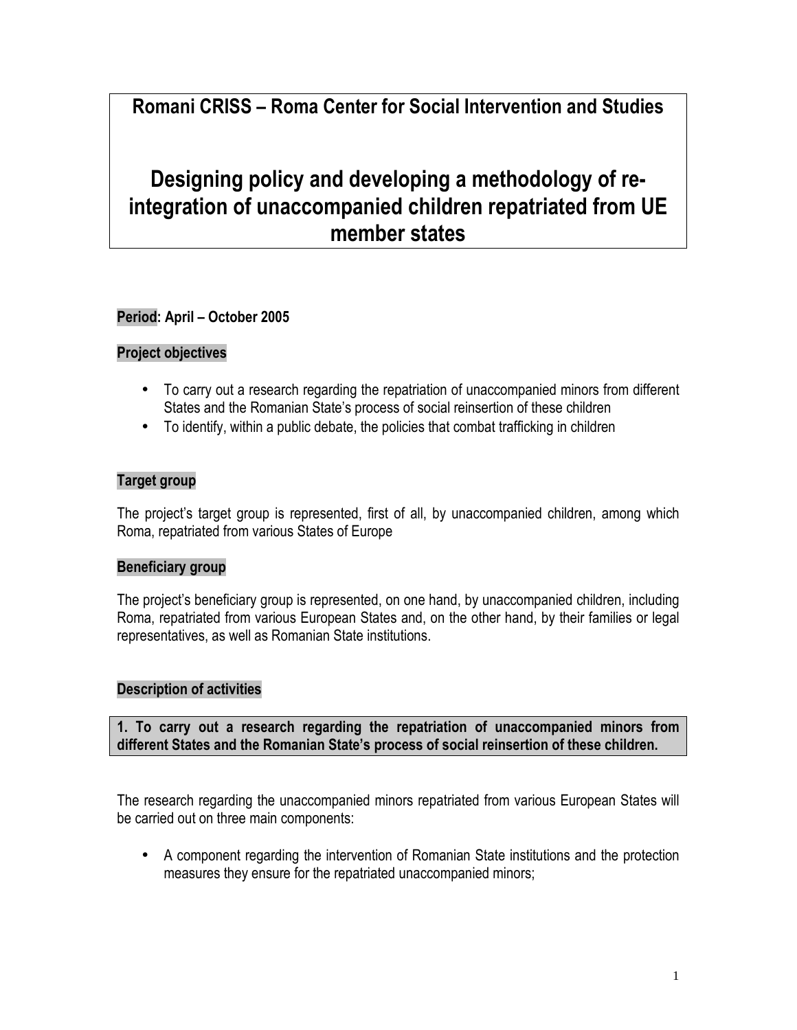# Romani CRISS – Roma Center for Social Intervention and Studies

# Designing policy and developing a methodology of re-integration of unaccompanied children repatriated from UE member states

**Period: April – October 2005**

**Project objectives**

- To carry out a research regarding the repatriation of unaccompanied minors from different States and the Romanian State's process of social reinsertion of these children
- To identify, within a public debate, the policies that combat trafficking in children

**Target group**

The project's target group is represented, first of all, by unaccompanied children, among which Roma, repatriated from various States of Europe

**Beneficiary group**

The project's beneficiary group is represented, on one hand, by unaccompanied children, including Roma, repatriated from various European States and, on the other hand, by their families or legal representatives, as well as Romanian State institutions.

**Description of activities**

**1. To carry out a research regarding the repatriation of unaccompanied minors from different States and the Romanian State's process of social reinsertion of these children.**

The research regarding the unaccompanied minors repatriated from various European States will be carried out on three main components:

- A component regarding the intervention of Romanian State institutions and the protection measures they ensure for the repatriated unaccompanied minors;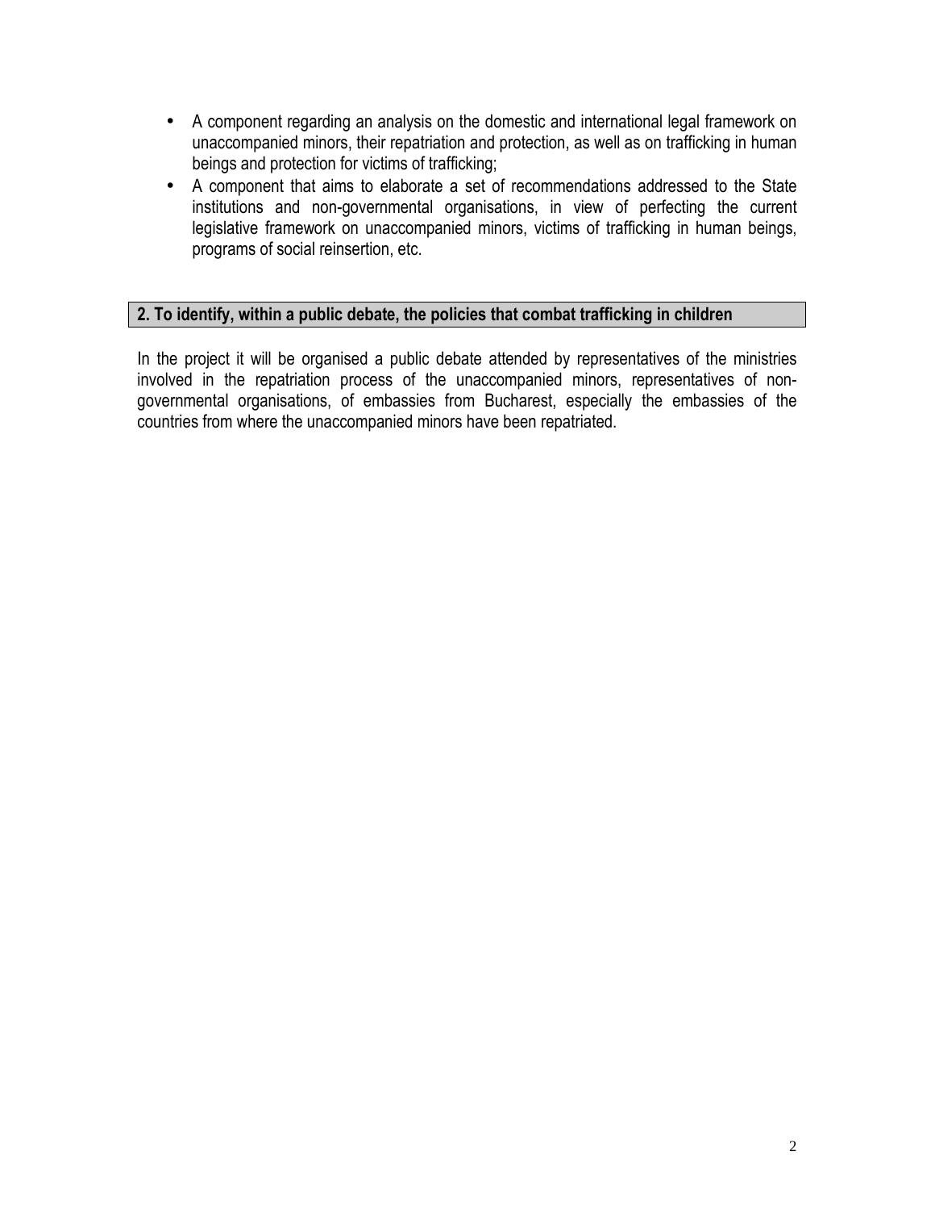- A component regarding an analysis on the domestic and international legal framework on unaccompanied minors, their repatriation and protection, as well as on trafficking in human beings and protection for victims of trafficking;
- A component that aims to elaborate a set of recommendations addressed to the State institutions and non-governmental organisations, in view of perfecting the current legislative framework on unaccompanied minors, victims of trafficking in human beings, programs of social reinsertion, etc.

## 2. To identify, within a public debate, the policies that combat trafficking in children

In the project it will be organised a public debate attended by representatives of the ministries involved in the repatriation process of the unaccompanied minors, representatives of non-governmental organisations, of embassies from Bucharest, especially the embassies of the countries from where the unaccompanied minors have been repatriated.